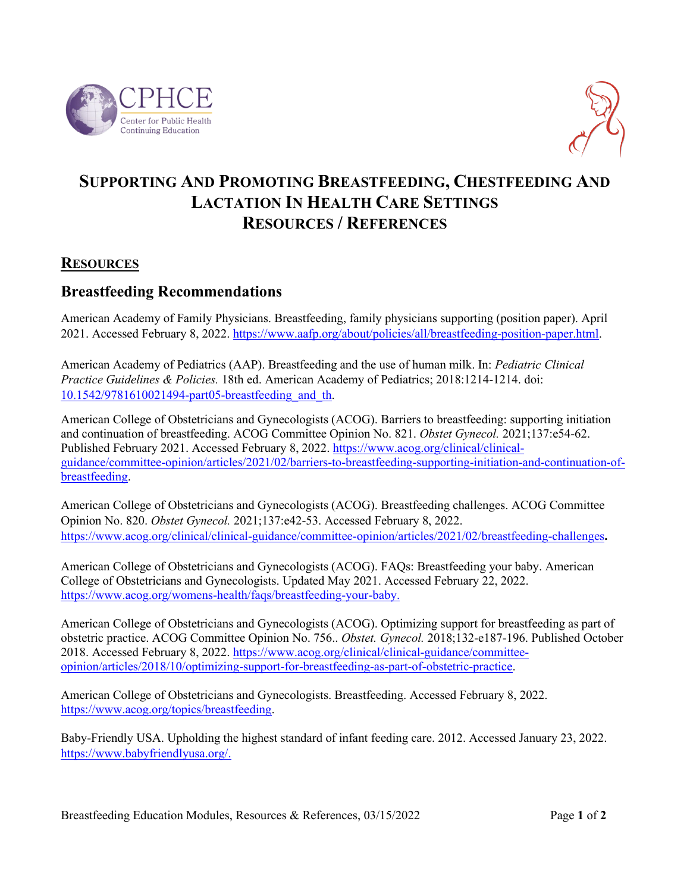# SUPPORTING AND PROMOTING BREASTFEEDING, CHESTFEEDING AND LACTATION IN HEALTH CARE SETTINGS

# RESOURCES / REFERENCES

## RESOURCES

### Breastfeeding Recommendations

American Academy of Family Physicians. Breastfeeding, family physicians supporting (position paper). April 2021. Accessed February 8, 2022. https://www.aafp.org/about/policies/all/breastfeeding-position-paper.html.

American Academy of Pediatrics (AAP). Breastfeeding and the use of human milk. In: *Pediatric Clinical Practice Guidelines & Policies.* 18th ed. American Academy of Pediatrics; 2018:1214-1214. doi: 10.1542/9781610021494-part05-breastfeeding_and_th.

American College of Obstetricians and Gynecologists (ACOG). Barriers to breastfeeding: supporting initiation and continuation of breastfeeding. ACOG Committee Opinion No. 821. *Obstet Gynecol.* 2021;137:e54-62. Published February 2021. Accessed February 8, 2022. https://www.acog.org/clinical/clinical-guidance/committee-opinion/articles/2021/02/barriers-to-breastfeeding-supporting-initiation-and-continuation-of-breastfeeding.

American College of Obstetricians and Gynecologists (ACOG). Breastfeeding challenges. ACOG Committee Opinion No. 820. *Obstet Gynecol.* 2021;137:e42-53. Accessed February 8, 2022. https://www.acog.org/clinical/clinical-guidance/committee-opinion/articles/2021/02/breastfeeding-challenges**.**

American College of Obstetricians and Gynecologists (ACOG). FAQs: Breastfeeding your baby. American College of Obstetricians and Gynecologists. Updated May 2021. Accessed February 22, 2022. https://www.acog.org/womens-health/faqs/breastfeeding-your-baby.

American College of Obstetricians and Gynecologists (ACOG). Optimizing support for breastfeeding as part of obstetric practice. ACOG Committee Opinion No. 756.. *Obstet. Gynecol.* 2018;132-e187-196. Published October 2018. Accessed February 8, 2022. https://www.acog.org/clinical/clinical-guidance/committee-opinion/articles/2018/10/optimizing-support-for-breastfeeding-as-part-of-obstetric-practice.

American College of Obstetricians and Gynecologists. Breastfeeding. Accessed February 8, 2022. https://www.acog.org/topics/breastfeeding.

Baby-Friendly USA. Upholding the highest standard of infant feeding care. 2012. Accessed January 23, 2022. https://www.babyfriendlyusa.org/.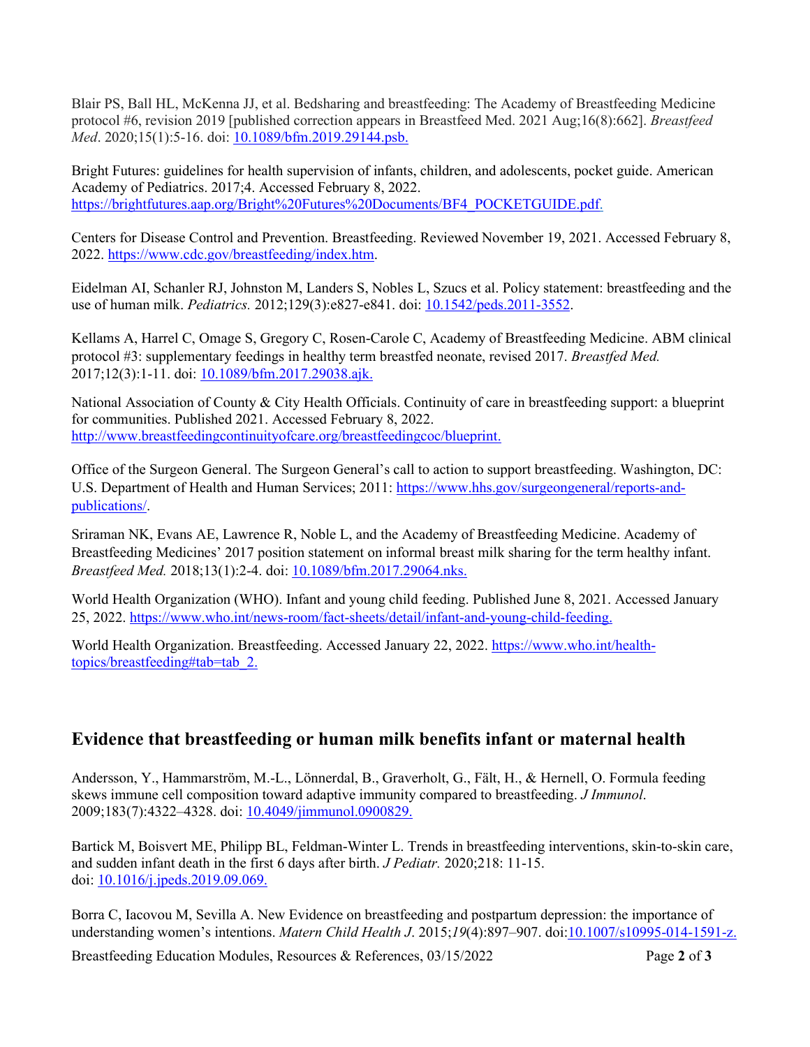Blair PS, Ball HL, McKenna JJ, et al. Bedsharing and breastfeeding: The Academy of Breastfeeding Medicine protocol #6, revision 2019 [published correction appears in Breastfeed Med. 2021 Aug;16(8):662]. *Breastfeed Med*. 2020;15(1):5-16. doi: [10.1089/bfm.2019.29144.psb.](https://doi.org/10.1089/bfm.2019.29144.psb)

Bright Futures: guidelines for health supervision of infants, children, and adolescents, pocket guide. American Academy of Pediatrics. 2017;4. Accessed February 8, 2022. [https://brightfutures.aap.org/Bright%20Futures%20Documents/BF4_POCKETGUIDE.pdf.](https://brightfutures.aap.org/Bright%20Futures%20Documents/BF4_POCKETGUIDE.pdf)

Centers for Disease Control and Prevention. Breastfeeding. Reviewed November 19, 2021. Accessed February 8, 2022. [https://www.cdc.gov/breastfeeding/index.htm](https://www.cdc.gov/breastfeeding/index.htm).

Eidelman AI, Schanler RJ, Johnston M, Landers S, Nobles L, Szucs et al. Policy statement: breastfeeding and the use of human milk. *Pediatrics.* 2012;129(3):e827-e841. doi: [10.1542/peds.2011-3552](https://doi.org/10.1542/peds.2011-3552).

Kellams A, Harrel C, Omage S, Gregory C, Rosen-Carole C, Academy of Breastfeeding Medicine. ABM clinical protocol #3: supplementary feedings in healthy term breastfed neonate, revised 2017. *Breastfed Med.* 2017;12(3):1-11. doi: [10.1089/bfm.2017.29038.ajk.](https://doi.org/10.1089/bfm.2017.29038.ajk)

National Association of County & City Health Officials. Continuity of care in breastfeeding support: a blueprint for communities. Published 2021. Accessed February 8, 2022. [http://www.breastfeedingcontinuityofcare.org/breastfeedingcoc/blueprint.](http://www.breastfeedingcontinuityofcare.org/breastfeedingcoc/blueprint)

Office of the Surgeon General. The Surgeon General's call to action to support breastfeeding. Washington, DC: U.S. Department of Health and Human Services; 2011: [https://www.hhs.gov/surgeongeneral/reports-and-publications/](https://www.hhs.gov/surgeongeneral/reports-and-publications/).

Sriraman NK, Evans AE, Lawrence R, Noble L, and the Academy of Breastfeeding Medicine. Academy of Breastfeeding Medicines' 2017 position statement on informal breast milk sharing for the term healthy infant. *Breastfeed Med.* 2018;13(1):2-4. doi: [10.1089/bfm.2017.29064.nks.](https://doi.org/10.1089/bfm.2017.29064.nks)

World Health Organization (WHO). Infant and young child feeding. Published June 8, 2021. Accessed January 25, 2022. [https://www.who.int/news-room/fact-sheets/detail/infant-and-young-child-feeding.](https://www.who.int/news-room/fact-sheets/detail/infant-and-young-child-feeding)

World Health Organization. Breastfeeding. Accessed January 22, 2022. [https://www.who.int/health-topics/breastfeeding#tab=tab_2.](https://www.who.int/health-topics/breastfeeding#tab=tab_2)

## Evidence that breastfeeding or human milk benefits infant or maternal health

Andersson, Y., Hammarström, M.-L., Lönnerdal, B., Graverholt, G., Fält, H., & Hernell, O. Formula feeding skews immune cell composition toward adaptive immunity compared to breastfeeding. *J Immunol*. 2009;183(7):4322–4328. doi: [10.4049/jimmunol.0900829.](https://doi.org/10.4049/jimmunol.0900829)

Bartick M, Boisvert ME, Philipp BL, Feldman-Winter L. Trends in breastfeeding interventions, skin-to-skin care, and sudden infant death in the first 6 days after birth. *J Pediatr.* 2020;218: 11-15. doi: [10.1016/j.jpeds.2019.09.069.](https://doi.org/10.1016/j.jpeds.2019.09.069)

Borra C, Iacovou M, Sevilla A. New Evidence on breastfeeding and postpartum depression: the importance of understanding women's intentions. *Matern Child Health J*. 2015;*19*(4):897–907. doi:[10.1007/s10995-014-1591-z.](https://doi.org/10.1007/s10995-014-1591-z)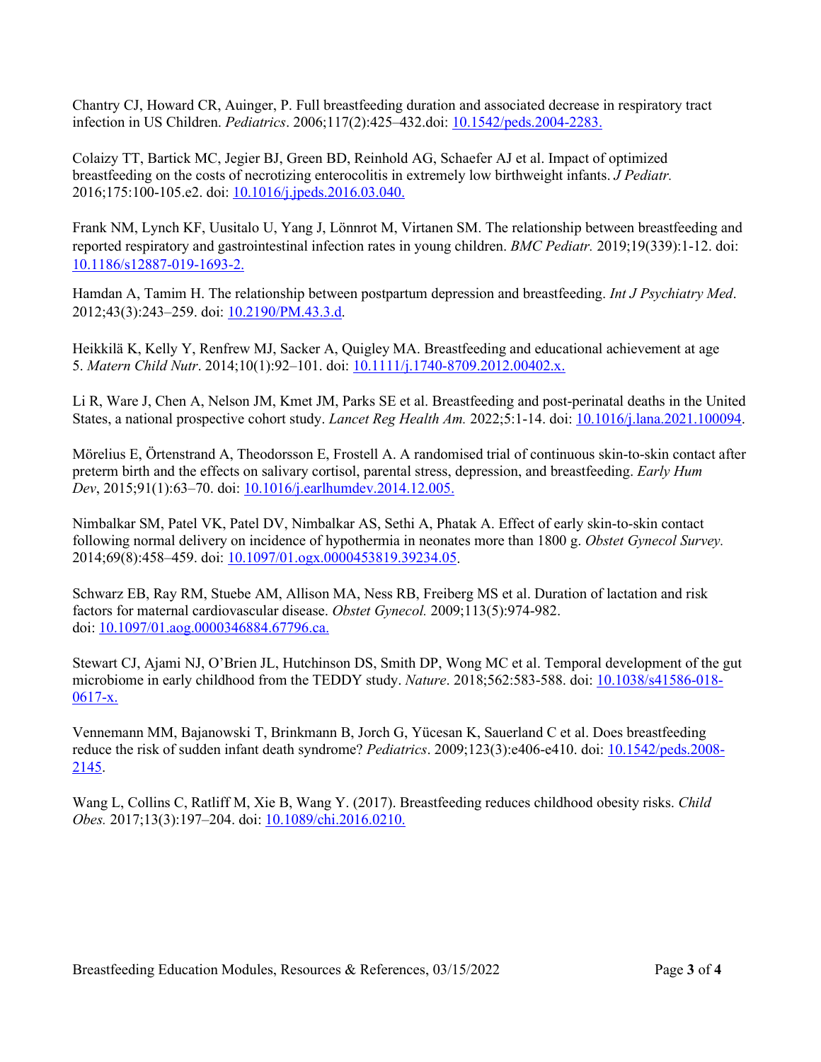Chantry CJ, Howard CR, Auinger, P. Full breastfeeding duration and associated decrease in respiratory tract infection in US Children. *Pediatrics*. 2006;117(2):425–432.doi: 10.1542/peds.2004-2283.

Colaizy TT, Bartick MC, Jegier BJ, Green BD, Reinhold AG, Schaefer AJ et al. Impact of optimized breastfeeding on the costs of necrotizing enterocolitis in extremely low birthweight infants. *J Pediatr.* 2016;175:100-105.e2. doi: 10.1016/j.jpeds.2016.03.040.

Frank NM, Lynch KF, Uusitalo U, Yang J, Lönnrot M, Virtanen SM. The relationship between breastfeeding and reported respiratory and gastrointestinal infection rates in young children. *BMC Pediatr.* 2019;19(339):1-12. doi: 10.1186/s12887-019-1693-2.

Hamdan A, Tamim H. The relationship between postpartum depression and breastfeeding. *Int J Psychiatry Med*. 2012;43(3):243–259. doi: 10.2190/PM.43.3.d.

Heikkilä K, Kelly Y, Renfrew MJ, Sacker A, Quigley MA. Breastfeeding and educational achievement at age 5. *Matern Child Nutr*. 2014;10(1):92–101. doi: 10.1111/j.1740-8709.2012.00402.x.

Li R, Ware J, Chen A, Nelson JM, Kmet JM, Parks SE et al. Breastfeeding and post-perinatal deaths in the United States, a national prospective cohort study. *Lancet Reg Health Am.* 2022;5:1-14. doi: 10.1016/j.lana.2021.100094.

Mörelius E, Örtenstrand A, Theodorsson E, Frostell A. A randomised trial of continuous skin-to-skin contact after preterm birth and the effects on salivary cortisol, parental stress, depression, and breastfeeding. *Early Hum Dev*, 2015;91(1):63–70. doi: 10.1016/j.earlhumdev.2014.12.005.

Nimbalkar SM, Patel VK, Patel DV, Nimbalkar AS, Sethi A, Phatak A. Effect of early skin-to-skin contact following normal delivery on incidence of hypothermia in neonates more than 1800 g. *Obstet Gynecol Survey.* 2014;69(8):458–459. doi: 10.1097/01.ogx.0000453819.39234.05.

Schwarz EB, Ray RM, Stuebe AM, Allison MA, Ness RB, Freiberg MS et al. Duration of lactation and risk factors for maternal cardiovascular disease. *Obstet Gynecol.* 2009;113(5):974-982. doi: 10.1097/01.aog.0000346884.67796.ca.

Stewart CJ, Ajami NJ, O'Brien JL, Hutchinson DS, Smith DP, Wong MC et al. Temporal development of the gut microbiome in early childhood from the TEDDY study. *Nature*. 2018;562:583-588. doi: 10.1038/s41586-018-0617-x.

Vennemann MM, Bajanowski T, Brinkmann B, Jorch G, Yücesan K, Sauerland C et al. Does breastfeeding reduce the risk of sudden infant death syndrome? *Pediatrics*. 2009;123(3):e406-e410. doi: 10.1542/peds.2008-2145.

Wang L, Collins C, Ratliff M, Xie B, Wang Y. (2017). Breastfeeding reduces childhood obesity risks. *Child Obes.* 2017;13(3):197–204. doi: 10.1089/chi.2016.0210.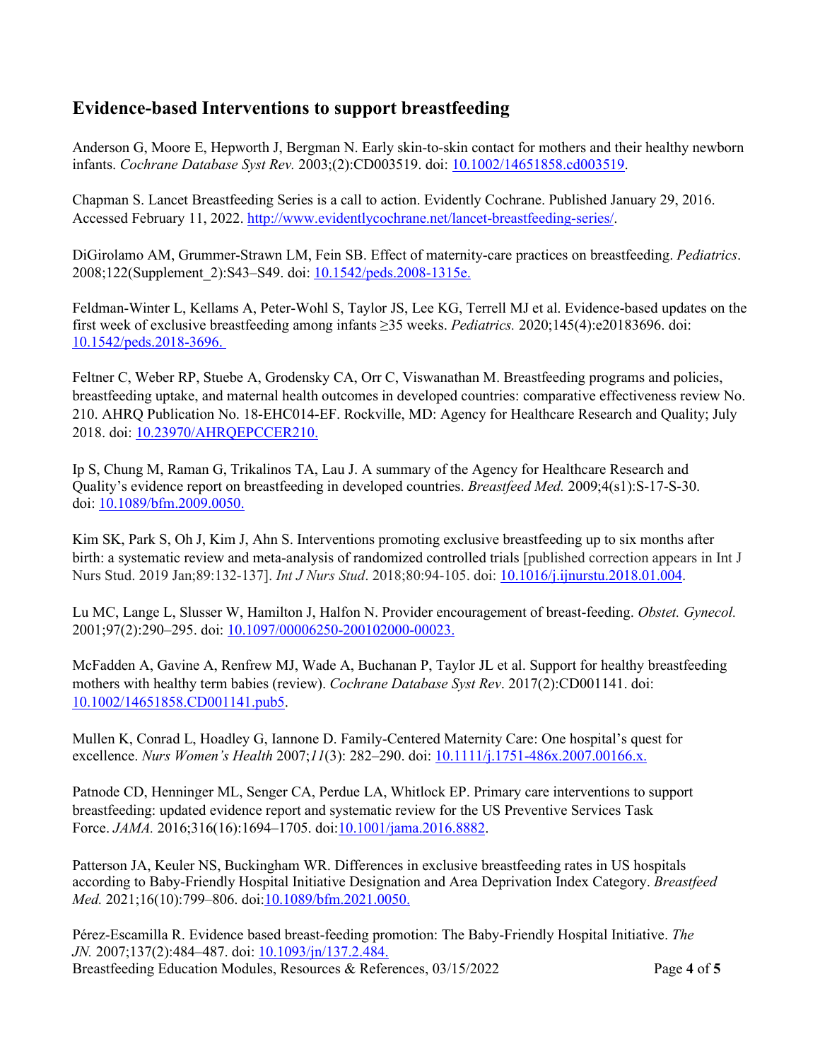## Evidence-based Interventions to support breastfeeding

Anderson G, Moore E, Hepworth J, Bergman N. Early skin-to-skin contact for mothers and their healthy newborn infants. *Cochrane Database Syst Rev.* 2003;(2):CD003519. doi: 10.1002/14651858.cd003519.

Chapman S. Lancet Breastfeeding Series is a call to action. Evidently Cochrane. Published January 29, 2016. Accessed February 11, 2022. http://www.evidentlycochrane.net/lancet-breastfeeding-series/.

DiGirolamo AM, Grummer-Strawn LM, Fein SB. Effect of maternity-care practices on breastfeeding. *Pediatrics*. 2008;122(Supplement_2):S43–S49. doi: 10.1542/peds.2008-1315e.

Feldman-Winter L, Kellams A, Peter-Wohl S, Taylor JS, Lee KG, Terrell MJ et al. Evidence-based updates on the first week of exclusive breastfeeding among infants ≥35 weeks. *Pediatrics.* 2020;145(4):e20183696. doi: 10.1542/peds.2018-3696.

Feltner C, Weber RP, Stuebe A, Grodensky CA, Orr C, Viswanathan M. Breastfeeding programs and policies, breastfeeding uptake, and maternal health outcomes in developed countries: comparative effectiveness review No. 210. AHRQ Publication No. 18-EHC014-EF. Rockville, MD: Agency for Healthcare Research and Quality; July 2018. doi: 10.23970/AHRQEPCCER210.

Ip S, Chung M, Raman G, Trikalinos TA, Lau J. A summary of the Agency for Healthcare Research and Quality's evidence report on breastfeeding in developed countries. *Breastfeed Med.* 2009;4(s1):S-17-S-30. doi: 10.1089/bfm.2009.0050.

Kim SK, Park S, Oh J, Kim J, Ahn S. Interventions promoting exclusive breastfeeding up to six months after birth: a systematic review and meta-analysis of randomized controlled trials [published correction appears in Int J Nurs Stud. 2019 Jan;89:132-137]. *Int J Nurs Stud*. 2018;80:94-105. doi: 10.1016/j.ijnurstu.2018.01.004.

Lu MC, Lange L, Slusser W, Hamilton J, Halfon N. Provider encouragement of breast-feeding. *Obstet. Gynecol.* 2001;97(2):290–295. doi: 10.1097/00006250-200102000-00023.

McFadden A, Gavine A, Renfrew MJ, Wade A, Buchanan P, Taylor JL et al. Support for healthy breastfeeding mothers with healthy term babies (review). *Cochrane Database Syst Rev*. 2017(2):CD001141. doi: 10.1002/14651858.CD001141.pub5.

Mullen K, Conrad L, Hoadley G, Iannone D. Family-Centered Maternity Care: One hospital's quest for excellence. *Nurs Women's Health* 2007;*11*(3): 282–290. doi: 10.1111/j.1751-486x.2007.00166.x.

Patnode CD, Henninger ML, Senger CA, Perdue LA, Whitlock EP. Primary care interventions to support breastfeeding: updated evidence report and systematic review for the US Preventive Services Task Force. *JAMA.* 2016;316(16):1694–1705. doi:10.1001/jama.2016.8882.

Patterson JA, Keuler NS, Buckingham WR. Differences in exclusive breastfeeding rates in US hospitals according to Baby-Friendly Hospital Initiative Designation and Area Deprivation Index Category. *Breastfeed Med.* 2021;16(10):799–806. doi:10.1089/bfm.2021.0050.

Pérez-Escamilla R. Evidence based breast-feeding promotion: The Baby-Friendly Hospital Initiative. *The JN.* 2007;137(2):484–487. doi: 10.1093/jn/137.2.484.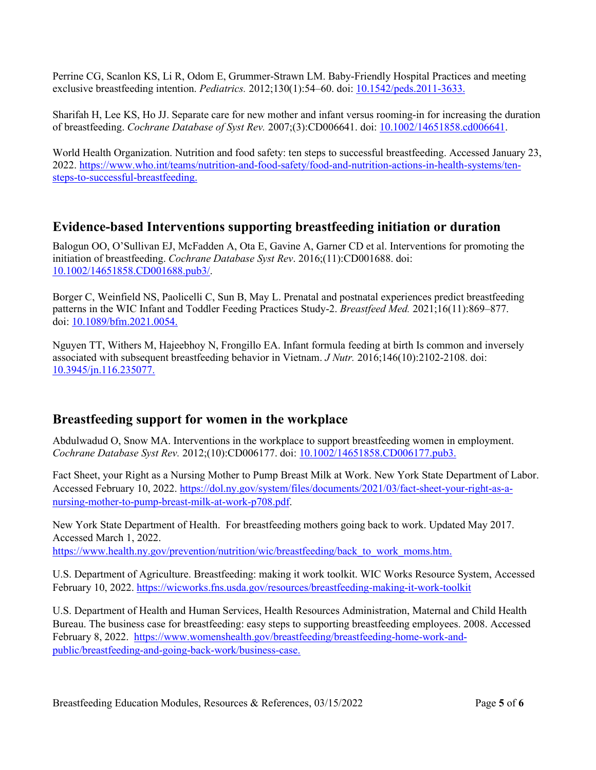Perrine CG, Scanlon KS, Li R, Odom E, Grummer-Strawn LM. Baby-Friendly Hospital Practices and meeting exclusive breastfeeding intention. *Pediatrics.* 2012;130(1):54–60. doi: [10.1542/peds.2011-3633.](https://doi.org/10.1542/peds.2011-3633)

Sharifah H, Lee KS, Ho JJ. Separate care for new mother and infant versus rooming-in for increasing the duration of breastfeeding. *Cochrane Database of Syst Rev.* 2007;(3):CD006641. doi: [10.1002/14651858.cd006641](https://doi.org/10.1002/14651858.cd006641).

World Health Organization. Nutrition and food safety: ten steps to successful breastfeeding. Accessed January 23, 2022. [https://www.who.int/teams/nutrition-and-food-safety/food-and-nutrition-actions-in-health-systems/ten-steps-to-successful-breastfeeding.](https://www.who.int/teams/nutrition-and-food-safety/food-and-nutrition-actions-in-health-systems/ten-steps-to-successful-breastfeeding)

## Evidence-based Interventions supporting breastfeeding initiation or duration

Balogun OO, O'Sullivan EJ, McFadden A, Ota E, Gavine A, Garner CD et al. Interventions for promoting the initiation of breastfeeding. *Cochrane Database Syst Rev*. 2016;(11):CD001688. doi: [10.1002/14651858.CD001688.pub3/](https://doi.org/10.1002/14651858.CD001688.pub3).

Borger C, Weinfield NS, Paolicelli C, Sun B, May L. Prenatal and postnatal experiences predict breastfeeding patterns in the WIC Infant and Toddler Feeding Practices Study-2. *Breastfeed Med.* 2021;16(11):869–877. doi: [10.1089/bfm.2021.0054.](https://doi.org/10.1089/bfm.2021.0054)

Nguyen TT, Withers M, Hajeebhoy N, Frongillo EA. Infant formula feeding at birth Is common and inversely associated with subsequent breastfeeding behavior in Vietnam. *J Nutr.* 2016;146(10):2102-2108. doi: [10.3945/jn.116.235077.](https://doi.org/10.3945/jn.116.235077)

## Breastfeeding support for women in the workplace

Abdulwadud O, Snow MA. Interventions in the workplace to support breastfeeding women in employment. *Cochrane Database Syst Rev.* 2012;(10):CD006177. doi: [10.1002/14651858.CD006177.pub3.](https://doi.org/10.1002/14651858.CD006177.pub3)

Fact Sheet, your Right as a Nursing Mother to Pump Breast Milk at Work. New York State Department of Labor. Accessed February 10, 2022. [https://dol.ny.gov/system/files/documents/2021/03/fact-sheet-your-right-as-a-nursing-mother-to-pump-breast-milk-at-work-p708.pdf](https://dol.ny.gov/system/files/documents/2021/03/fact-sheet-your-right-as-a-nursing-mother-to-pump-breast-milk-at-work-p708.pdf).

New York State Department of Health. For breastfeeding mothers going back to work. Updated May 2017. Accessed March 1, 2022. [https://www.health.ny.gov/prevention/nutrition/wic/breastfeeding/back_to_work_moms.htm.](https://www.health.ny.gov/prevention/nutrition/wic/breastfeeding/back_to_work_moms.htm)

U.S. Department of Agriculture. Breastfeeding: making it work toolkit. WIC Works Resource System, Accessed February 10, 2022. [https://wicworks.fns.usda.gov/resources/breastfeeding-making-it-work-toolkit](https://wicworks.fns.usda.gov/resources/breastfeeding-making-it-work-toolkit)

U.S. Department of Health and Human Services, Health Resources Administration, Maternal and Child Health Bureau. The business case for breastfeeding: easy steps to supporting breastfeeding employees. 2008. Accessed February 8, 2022. [https://www.womenshealth.gov/breastfeeding/breastfeeding-home-work-and-public/breastfeeding-and-going-back-work/business-case.](https://www.womenshealth.gov/breastfeeding/breastfeeding-home-work-and-public/breastfeeding-and-going-back-work/business-case)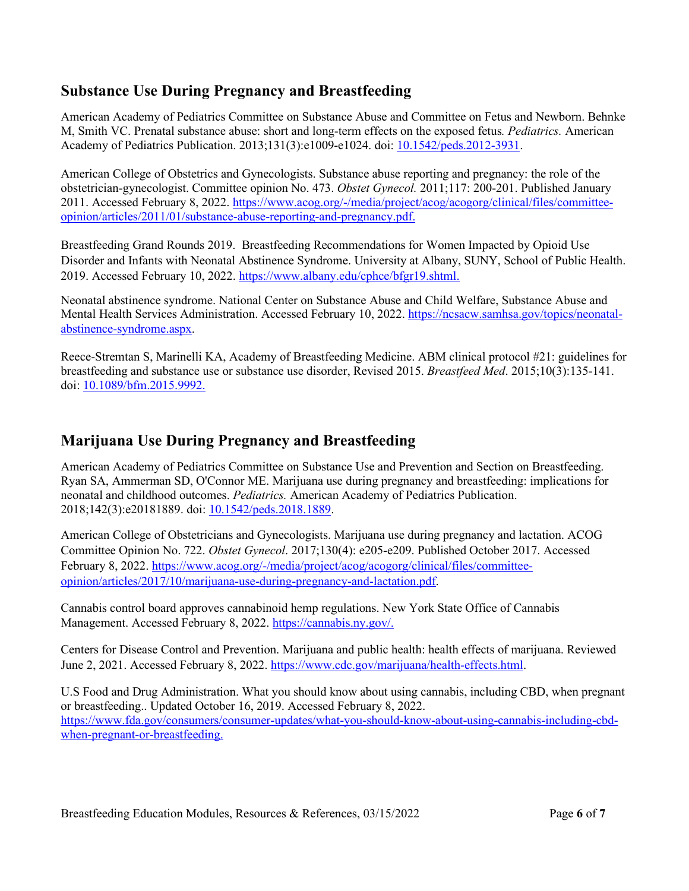## Substance Use During Pregnancy and Breastfeeding

American Academy of Pediatrics Committee on Substance Abuse and Committee on Fetus and Newborn. Behnke M, Smith VC. Prenatal substance abuse: short and long-term effects on the exposed fetus. *Pediatrics.* American Academy of Pediatrics Publication. 2013;131(3):e1009-e1024. doi: [10.1542/peds.2012-3931](https://doi.org/10.1542/peds.2012-3931).

American College of Obstetrics and Gynecologists. Substance abuse reporting and pregnancy: the role of the obstetrician-gynecologist. Committee opinion No. 473. *Obstet Gynecol.* 2011;117: 200-201. Published January 2011. Accessed February 8, 2022. [https://www.acog.org/-/media/project/acog/acogorg/clinical/files/committee-opinion/articles/2011/01/substance-abuse-reporting-and-pregnancy.pdf.](https://www.acog.org/-/media/project/acog/acogorg/clinical/files/committee-opinion/articles/2011/01/substance-abuse-reporting-and-pregnancy.pdf)

Breastfeeding Grand Rounds 2019. Breastfeeding Recommendations for Women Impacted by Opioid Use Disorder and Infants with Neonatal Abstinence Syndrome. University at Albany, SUNY, School of Public Health. 2019. Accessed February 10, 2022. [https://www.albany.edu/cphce/bfgr19.shtml.](https://www.albany.edu/cphce/bfgr19.shtml)

Neonatal abstinence syndrome. National Center on Substance Abuse and Child Welfare, Substance Abuse and Mental Health Services Administration. Accessed February 10, 2022. [https://ncsacw.samhsa.gov/topics/neonatal-abstinence-syndrome.aspx](https://ncsacw.samhsa.gov/topics/neonatal-abstinence-syndrome.aspx).

Reece-Stremtan S, Marinelli KA, Academy of Breastfeeding Medicine. ABM clinical protocol #21: guidelines for breastfeeding and substance use or substance use disorder, Revised 2015. *Breastfeed Med*. 2015;10(3):135-141. doi: [10.1089/bfm.2015.9992.](https://doi.org/10.1089/bfm.2015.9992)

## Marijuana Use During Pregnancy and Breastfeeding

American Academy of Pediatrics Committee on Substance Use and Prevention and Section on Breastfeeding. Ryan SA, Ammerman SD, O'Connor ME. Marijuana use during pregnancy and breastfeeding: implications for neonatal and childhood outcomes. *Pediatrics.* American Academy of Pediatrics Publication. 2018;142(3):e20181889. doi: [10.1542/peds.2018.1889](https://doi.org/10.1542/peds.2018.1889).

American College of Obstetricians and Gynecologists. Marijuana use during pregnancy and lactation. ACOG Committee Opinion No. 722. *Obstet Gynecol*. 2017;130(4): e205-e209. Published October 2017. Accessed February 8, 2022. [https://www.acog.org/-/media/project/acog/acogorg/clinical/files/committee-opinion/articles/2017/10/marijuana-use-during-pregnancy-and-lactation.pdf](https://www.acog.org/-/media/project/acog/acogorg/clinical/files/committee-opinion/articles/2017/10/marijuana-use-during-pregnancy-and-lactation.pdf).

Cannabis control board approves cannabinoid hemp regulations. New York State Office of Cannabis Management. Accessed February 8, 2022. [https://cannabis.ny.gov/.](https://cannabis.ny.gov/)

Centers for Disease Control and Prevention. Marijuana and public health: health effects of marijuana. Reviewed June 2, 2021. Accessed February 8, 2022. [https://www.cdc.gov/marijuana/health-effects.html](https://www.cdc.gov/marijuana/health-effects.html).

U.S Food and Drug Administration. What you should know about using cannabis, including CBD, when pregnant or breastfeeding.. Updated October 16, 2019. Accessed February 8, 2022. [https://www.fda.gov/consumers/consumer-updates/what-you-should-know-about-using-cannabis-including-cbd-when-pregnant-or-breastfeeding.](https://www.fda.gov/consumers/consumer-updates/what-you-should-know-about-using-cannabis-including-cbd-when-pregnant-or-breastfeeding)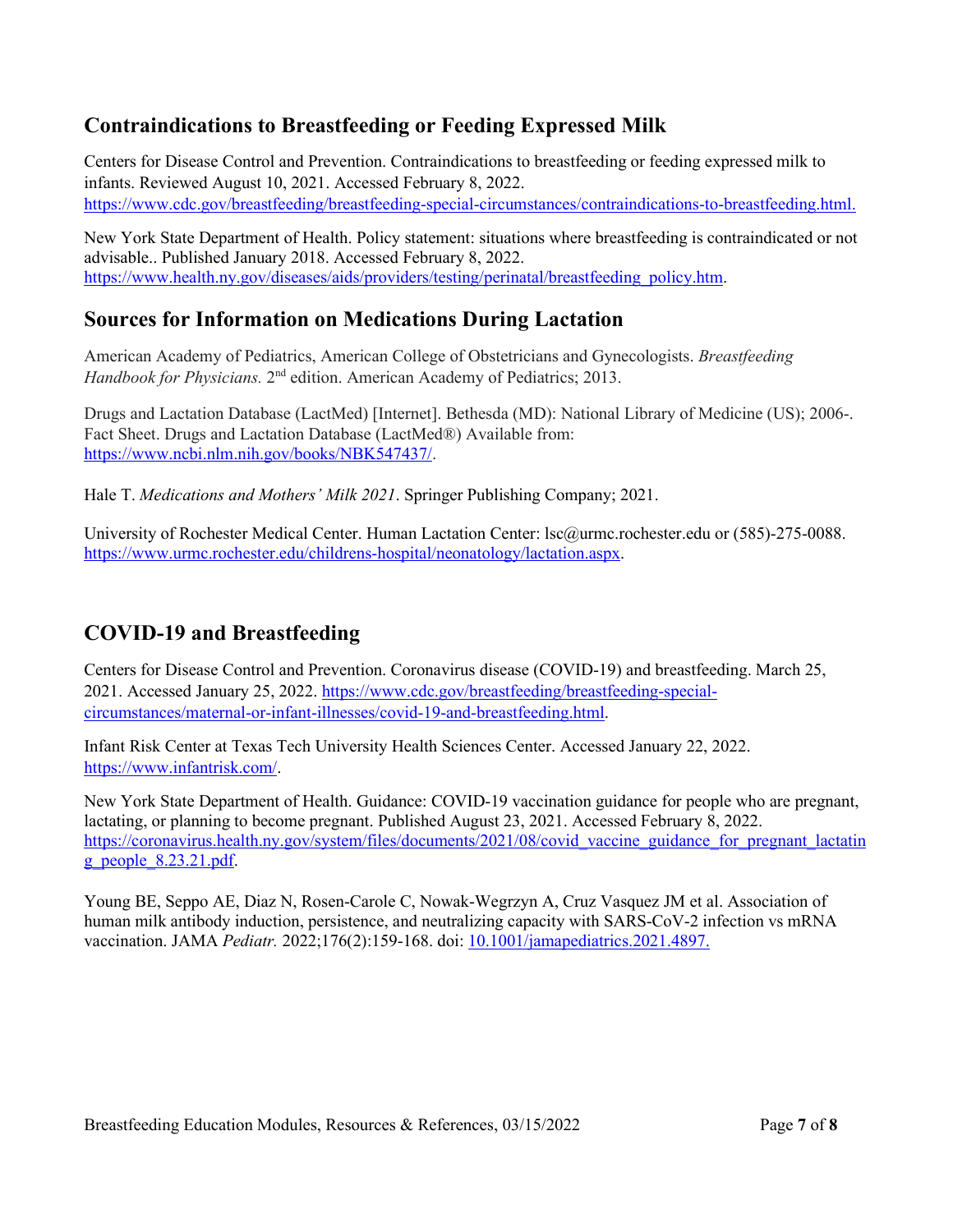## Contraindications to Breastfeeding or Feeding Expressed Milk

Centers for Disease Control and Prevention. Contraindications to breastfeeding or feeding expressed milk to infants. Reviewed August 10, 2021. Accessed February 8, 2022. https://www.cdc.gov/breastfeeding/breastfeeding-special-circumstances/contraindications-to-breastfeeding.html.

New York State Department of Health. Policy statement: situations where breastfeeding is contraindicated or not advisable.. Published January 2018. Accessed February 8, 2022. https://www.health.ny.gov/diseases/aids/providers/testing/perinatal/breastfeeding_policy.htm.

## Sources for Information on Medications During Lactation

American Academy of Pediatrics, American College of Obstetricians and Gynecologists. *Breastfeeding Handbook for Physicians.* 2nd edition. American Academy of Pediatrics; 2013.

Drugs and Lactation Database (LactMed) [Internet]. Bethesda (MD): National Library of Medicine (US); 2006-. Fact Sheet. Drugs and Lactation Database (LactMed®) Available from: https://www.ncbi.nlm.nih.gov/books/NBK547437/.

Hale T. *Medications and Mothers' Milk 2021*. Springer Publishing Company; 2021.

University of Rochester Medical Center. Human Lactation Center: lsc@urmc.rochester.edu or (585)-275-0088. https://www.urmc.rochester.edu/childrens-hospital/neonatology/lactation.aspx.

## COVID-19 and Breastfeeding

Centers for Disease Control and Prevention. Coronavirus disease (COVID-19) and breastfeeding. March 25, 2021. Accessed January 25, 2022. https://www.cdc.gov/breastfeeding/breastfeeding-special-circumstances/maternal-or-infant-illnesses/covid-19-and-breastfeeding.html.

Infant Risk Center at Texas Tech University Health Sciences Center. Accessed January 22, 2022. https://www.infantrisk.com/.

New York State Department of Health. Guidance: COVID-19 vaccination guidance for people who are pregnant, lactating, or planning to become pregnant. Published August 23, 2021. Accessed February 8, 2022. https://coronavirus.health.ny.gov/system/files/documents/2021/08/covid_vaccine_guidance_for_pregnant_lactating_people_8.23.21.pdf.

Young BE, Seppo AE, Diaz N, Rosen-Carole C, Nowak-Wegrzyn A, Cruz Vasquez JM et al. Association of human milk antibody induction, persistence, and neutralizing capacity with SARS-CoV-2 infection vs mRNA vaccination. JAMA *Pediatr.* 2022;176(2):159-168. doi: 10.1001/jamapediatrics.2021.4897.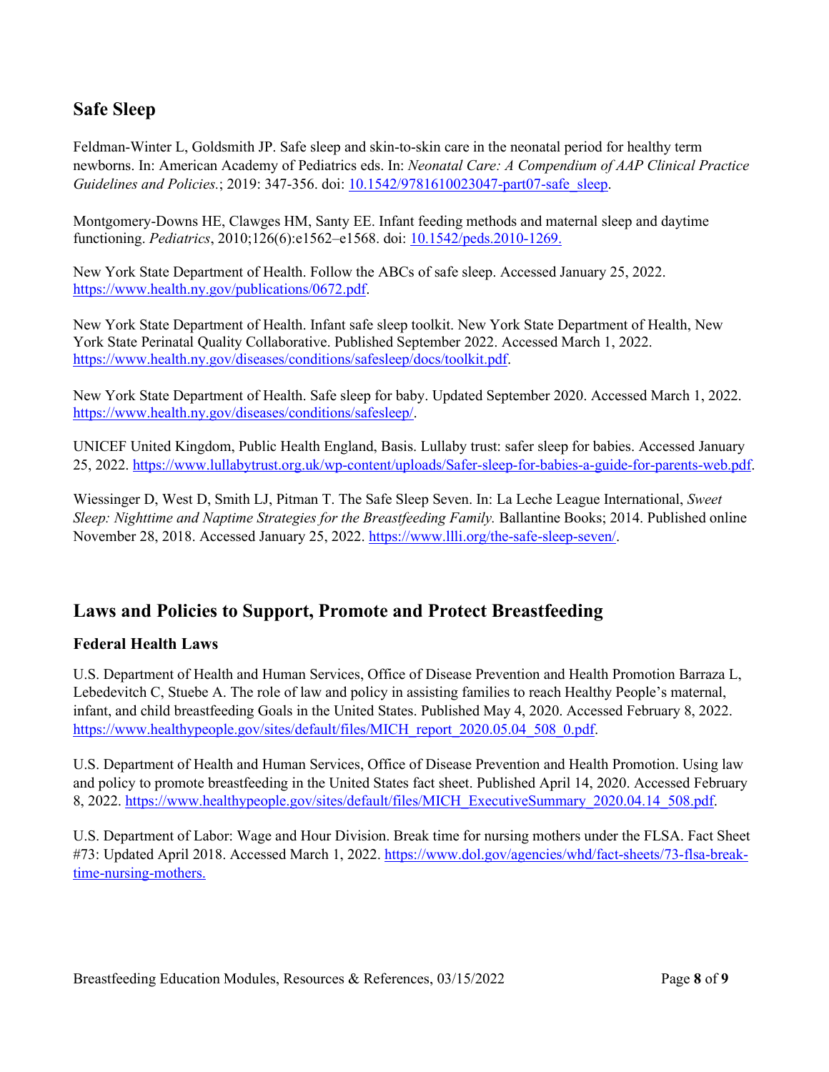## Safe Sleep

Feldman-Winter L, Goldsmith JP. Safe sleep and skin-to-skin care in the neonatal period for healthy term newborns. In: American Academy of Pediatrics eds. In: *Neonatal Care: A Compendium of AAP Clinical Practice Guidelines and Policies.*; 2019: 347-356. doi: [10.1542/9781610023047-part07-safe_sleep](https://doi.org/10.1542/9781610023047-part07-safe_sleep).

Montgomery-Downs HE, Clawges HM, Santy EE. Infant feeding methods and maternal sleep and daytime functioning. *Pediatrics*, 2010;126(6):e1562–e1568. doi: [10.1542/peds.2010-1269.](https://doi.org/10.1542/peds.2010-1269)

New York State Department of Health. Follow the ABCs of safe sleep. Accessed January 25, 2022. https://www.health.ny.gov/publications/0672.pdf.

New York State Department of Health. Infant safe sleep toolkit. New York State Department of Health, New York State Perinatal Quality Collaborative. Published September 2022. Accessed March 1, 2022. https://www.health.ny.gov/diseases/conditions/safesleep/docs/toolkit.pdf.

New York State Department of Health. Safe sleep for baby. Updated September 2020. Accessed March 1, 2022. https://www.health.ny.gov/diseases/conditions/safesleep/.

UNICEF United Kingdom, Public Health England, Basis. Lullaby trust: safer sleep for babies. Accessed January 25, 2022. https://www.lullabytrust.org.uk/wp-content/uploads/Safer-sleep-for-babies-a-guide-for-parents-web.pdf.

Wiessinger D, West D, Smith LJ, Pitman T. The Safe Sleep Seven. In: La Leche League International, *Sweet Sleep: Nighttime and Naptime Strategies for the Breastfeeding Family.* Ballantine Books; 2014. Published online November 28, 2018. Accessed January 25, 2022. https://www.llli.org/the-safe-sleep-seven/.

## Laws and Policies to Support, Promote and Protect Breastfeeding

### Federal Health Laws

U.S. Department of Health and Human Services, Office of Disease Prevention and Health Promotion Barraza L, Lebedevitch C, Stuebe A. The role of law and policy in assisting families to reach Healthy People's maternal, infant, and child breastfeeding Goals in the United States. Published May 4, 2020. Accessed February 8, 2022. https://www.healthypeople.gov/sites/default/files/MICH_report_2020.05.04_508_0.pdf.

U.S. Department of Health and Human Services, Office of Disease Prevention and Health Promotion. Using law and policy to promote breastfeeding in the United States fact sheet. Published April 14, 2020. Accessed February 8, 2022. https://www.healthypeople.gov/sites/default/files/MICH_ExecutiveSummary_2020.04.14_508.pdf.

U.S. Department of Labor: Wage and Hour Division. Break time for nursing mothers under the FLSA. Fact Sheet #73: Updated April 2018. Accessed March 1, 2022. https://www.dol.gov/agencies/whd/fact-sheets/73-flsa-break-time-nursing-mothers.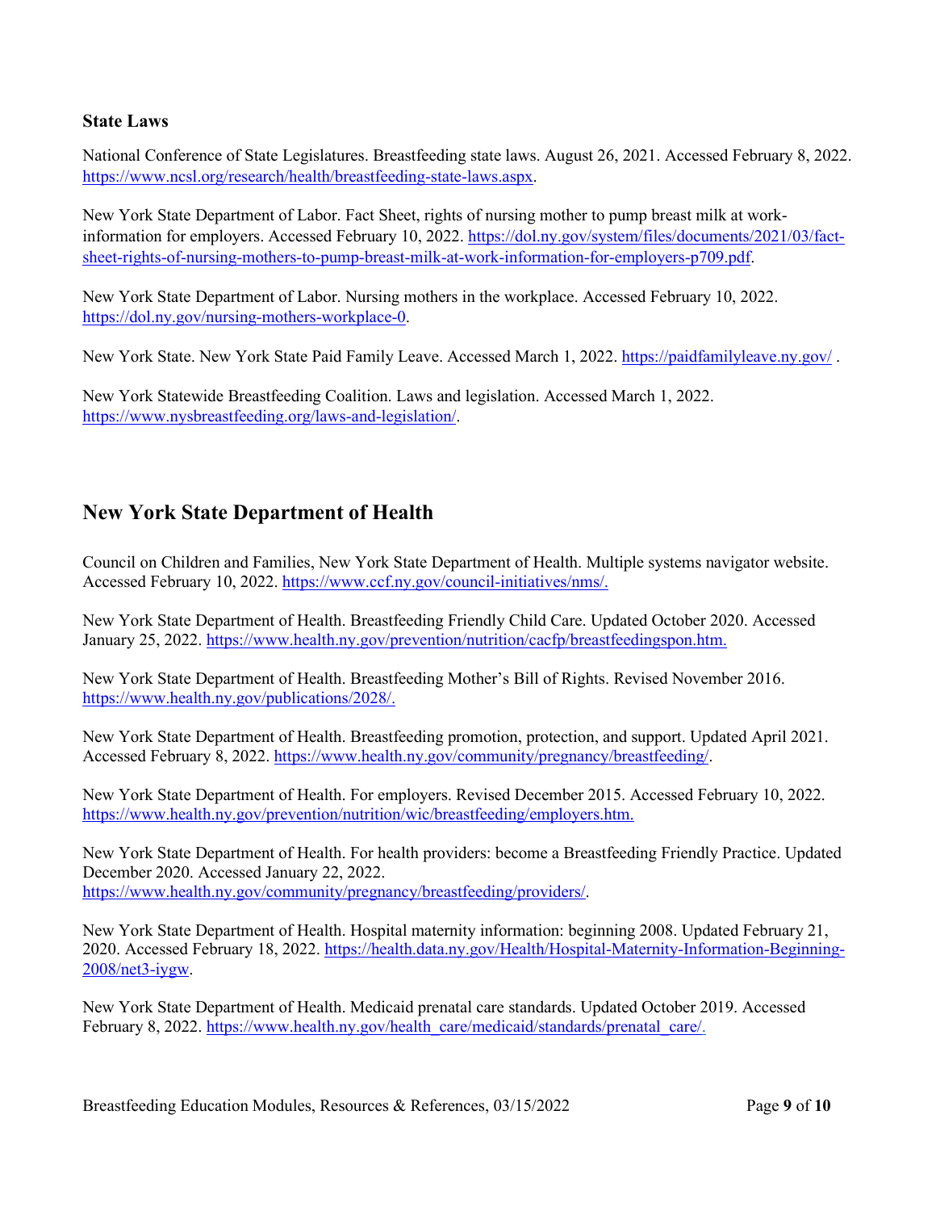### State Laws

National Conference of State Legislatures. Breastfeeding state laws. August 26, 2021. Accessed February 8, 2022. https://www.ncsl.org/research/health/breastfeeding-state-laws.aspx.

New York State Department of Labor. Fact Sheet, rights of nursing mother to pump breast milk at work-information for employers. Accessed February 10, 2022. https://dol.ny.gov/system/files/documents/2021/03/fact-sheet-rights-of-nursing-mothers-to-pump-breast-milk-at-work-information-for-employers-p709.pdf.

New York State Department of Labor. Nursing mothers in the workplace. Accessed February 10, 2022. https://dol.ny.gov/nursing-mothers-workplace-0.

New York State. New York State Paid Family Leave. Accessed March 1, 2022. https://paidfamilyleave.ny.gov/ .

New York Statewide Breastfeeding Coalition. Laws and legislation. Accessed March 1, 2022. https://www.nysbreastfeeding.org/laws-and-legislation/.

## New York State Department of Health

Council on Children and Families, New York State Department of Health. Multiple systems navigator website. Accessed February 10, 2022. https://www.ccf.ny.gov/council-initiatives/nms/.

New York State Department of Health. Breastfeeding Friendly Child Care. Updated October 2020. Accessed January 25, 2022. https://www.health.ny.gov/prevention/nutrition/cacfp/breastfeedingspon.htm.

New York State Department of Health. Breastfeeding Mother's Bill of Rights. Revised November 2016. https://www.health.ny.gov/publications/2028/.

New York State Department of Health. Breastfeeding promotion, protection, and support. Updated April 2021. Accessed February 8, 2022. https://www.health.ny.gov/community/pregnancy/breastfeeding/.

New York State Department of Health. For employers. Revised December 2015. Accessed February 10, 2022. https://www.health.ny.gov/prevention/nutrition/wic/breastfeeding/employers.htm.

New York State Department of Health. For health providers: become a Breastfeeding Friendly Practice. Updated December 2020. Accessed January 22, 2022. https://www.health.ny.gov/community/pregnancy/breastfeeding/providers/.

New York State Department of Health. Hospital maternity information: beginning 2008. Updated February 21, 2020. Accessed February 18, 2022. https://health.data.ny.gov/Health/Hospital-Maternity-Information-Beginning-2008/net3-iygw.

New York State Department of Health. Medicaid prenatal care standards. Updated October 2019. Accessed February 8, 2022. https://www.health.ny.gov/health_care/medicaid/standards/prenatal_care/.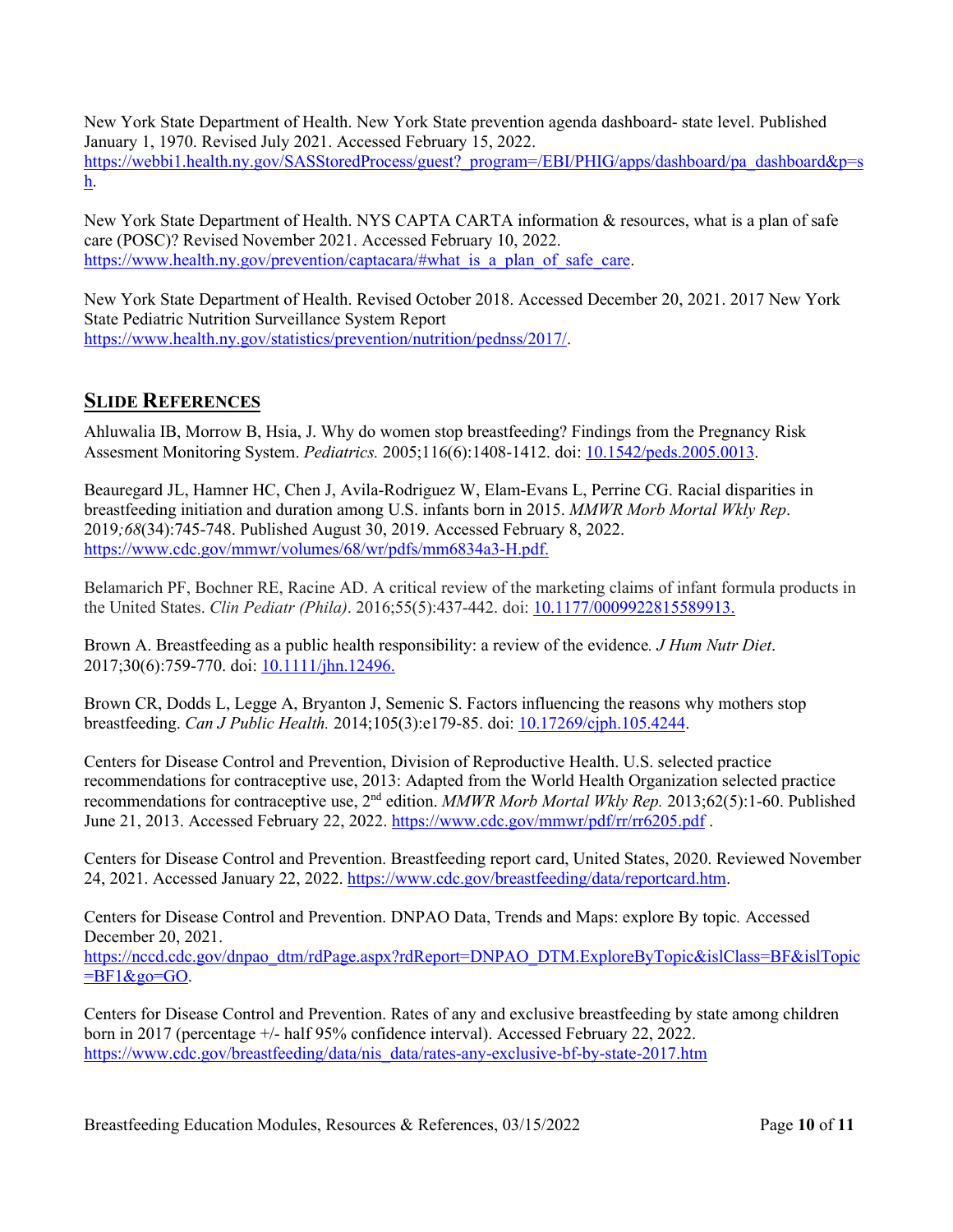New York State Department of Health. New York State prevention agenda dashboard- state level. Published January 1, 1970. Revised July 2021. Accessed February 15, 2022. https://webbi1.health.ny.gov/SASStoredProcess/guest?_program=/EBI/PHIG/apps/dashboard/pa_dashboard&p=sh.

New York State Department of Health. NYS CAPTA CARTA information & resources, what is a plan of safe care (POSC)? Revised November 2021. Accessed February 10, 2022. https://www.health.ny.gov/prevention/captacara/#what_is_a_plan_of_safe_care.

New York State Department of Health. Revised October 2018. Accessed December 20, 2021. 2017 New York State Pediatric Nutrition Surveillance System Report https://www.health.ny.gov/statistics/prevention/nutrition/pednss/2017/.

## SLIDE REFERENCES

Ahluwalia IB, Morrow B, Hsia, J. Why do women stop breastfeeding? Findings from the Pregnancy Risk Assesment Monitoring System. *Pediatrics.* 2005;116(6):1408-1412. doi: 10.1542/peds.2005.0013.

Beauregard JL, Hamner HC, Chen J, Avila-Rodriguez W, Elam-Evans L, Perrine CG. Racial disparities in breastfeeding initiation and duration among U.S. infants born in 2015. *MMWR Morb Mortal Wkly Rep*. 2019;*68*(34):745-748. Published August 30, 2019. Accessed February 8, 2022. https://www.cdc.gov/mmwr/volumes/68/wr/pdfs/mm6834a3-H.pdf.

Belamarich PF, Bochner RE, Racine AD. A critical review of the marketing claims of infant formula products in the United States. *Clin Pediatr (Phila)*. 2016;55(5):437-442. doi: 10.1177/0009922815589913.

Brown A. Breastfeeding as a public health responsibility: a review of the evidence*. J Hum Nutr Diet*. 2017;30(6):759-770. doi: 10.1111/jhn.12496.

Brown CR, Dodds L, Legge A, Bryanton J, Semenic S. Factors influencing the reasons why mothers stop breastfeeding. *Can J Public Health.* 2014;105(3):e179-85. doi: 10.17269/cjph.105.4244.

Centers for Disease Control and Prevention, Division of Reproductive Health. U.S. selected practice recommendations for contraceptive use, 2013: Adapted from the World Health Organization selected practice recommendations for contraceptive use, 2nd edition. *MMWR Morb Mortal Wkly Rep.* 2013;62(5):1-60. Published June 21, 2013. Accessed February 22, 2022. https://www.cdc.gov/mmwr/pdf/rr/rr6205.pdf .

Centers for Disease Control and Prevention. Breastfeeding report card, United States, 2020. Reviewed November 24, 2021. Accessed January 22, 2022. https://www.cdc.gov/breastfeeding/data/reportcard.htm.

Centers for Disease Control and Prevention. DNPAO Data, Trends and Maps: explore By topic*.* Accessed December 20, 2021. https://nccd.cdc.gov/dnpao_dtm/rdPage.aspx?rdReport=DNPAO_DTM.ExploreByTopic&islClass=BF&islTopic=BF1&go=GO.

Centers for Disease Control and Prevention. Rates of any and exclusive breastfeeding by state among children born in 2017 (percentage +/- half 95% confidence interval). Accessed February 22, 2022. https://www.cdc.gov/breastfeeding/data/nis_data/rates-any-exclusive-bf-by-state-2017.htm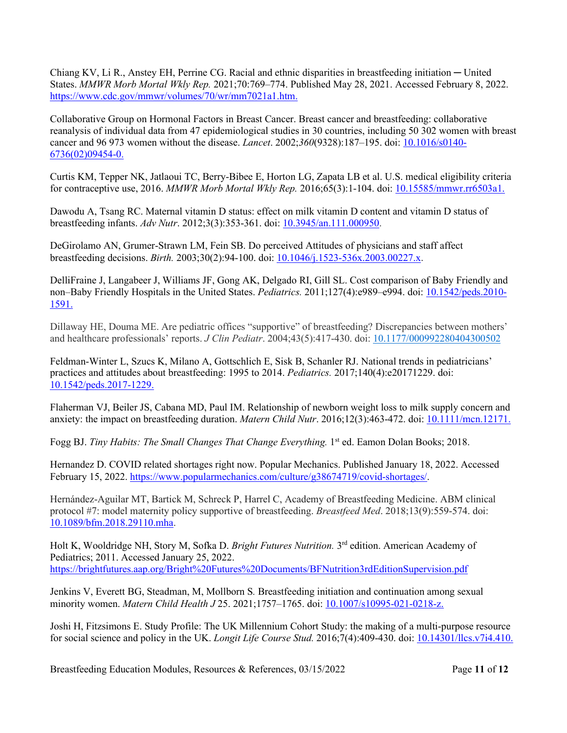Chiang KV, Li R., Anstey EH, Perrine CG. Racial and ethnic disparities in breastfeeding initiation ─ United States. *MMWR Morb Mortal Wkly Rep.* 2021;70:769–774. Published May 28, 2021. Accessed February 8, 2022. https://www.cdc.gov/mmwr/volumes/70/wr/mm7021a1.htm.

Collaborative Group on Hormonal Factors in Breast Cancer. Breast cancer and breastfeeding: collaborative reanalysis of individual data from 47 epidemiological studies in 30 countries, including 50 302 women with breast cancer and 96 973 women without the disease. *Lancet*. 2002;*360*(9328):187–195. doi: 10.1016/s0140-6736(02)09454-0.

Curtis KM, Tepper NK, Jatlaoui TC, Berry-Bibee E, Horton LG, Zapata LB et al. U.S. medical eligibility criteria for contraceptive use, 2016. *MMWR Morb Mortal Wkly Rep.* 2016;65(3):1-104. doi: 10.15585/mmwr.rr6503a1.

Dawodu A, Tsang RC. Maternal vitamin D status: effect on milk vitamin D content and vitamin D status of breastfeeding infants. *Adv Nutr*. 2012;3(3):353-361. doi: 10.3945/an.111.000950.

DeGirolamo AN, Grumer-Strawn LM, Fein SB. Do perceived Attitudes of physicians and staff affect breastfeeding decisions. *Birth.* 2003;30(2):94-100. doi: 10.1046/j.1523-536x.2003.00227.x.

DelliFraine J, Langabeer J, Williams JF, Gong AK, Delgado RI, Gill SL. Cost comparison of Baby Friendly and non–Baby Friendly Hospitals in the United States. *Pediatrics.* 2011;127(4):e989–e994. doi: 10.1542/peds.2010-1591.

Dillaway HE, Douma ME. Are pediatric offices "supportive" of breastfeeding? Discrepancies between mothers' and healthcare professionals' reports. *J Clin Pediatr*. 2004;43(5):417-430. doi: 10.1177/000992280404300502

Feldman-Winter L, Szucs K, Milano A, Gottschlich E, Sisk B, Schanler RJ. National trends in pediatricians' practices and attitudes about breastfeeding: 1995 to 2014. *Pediatrics.* 2017;140(4):e20171229. doi: 10.1542/peds.2017-1229.

Flaherman VJ, Beiler JS, Cabana MD, Paul IM. Relationship of newborn weight loss to milk supply concern and anxiety: the impact on breastfeeding duration. *Matern Child Nutr*. 2016;12(3):463-472. doi: 10.1111/mcn.12171.

Fogg BJ. *Tiny Habits: The Small Changes That Change Everything.* 1st ed. Eamon Dolan Books; 2018.

Hernandez D. COVID related shortages right now. Popular Mechanics. Published January 18, 2022. Accessed February 15, 2022. https://www.popularmechanics.com/culture/g38674719/covid-shortages/.

Hernández-Aguilar MT, Bartick M, Schreck P, Harrel C, Academy of Breastfeeding Medicine. ABM clinical protocol #7: model maternity policy supportive of breastfeeding. *Breastfeed Med*. 2018;13(9):559-574. doi: 10.1089/bfm.2018.29110.mha.

Holt K, Wooldridge NH, Story M, Sofka D. *Bright Futures Nutrition.* 3rd edition. American Academy of Pediatrics; 2011. Accessed January 25, 2022. https://brightfutures.aap.org/Bright%20Futures%20Documents/BFNutrition3rdEditionSupervision.pdf

Jenkins V, Everett BG, Steadman, M, Mollborn S. Breastfeeding initiation and continuation among sexual minority women. *Matern Child Health J* 25. 2021;1757–1765. doi: 10.1007/s10995-021-0218-z.

Joshi H, Fitzsimons E. Study Profile: The UK Millennium Cohort Study: the making of a multi-purpose resource for social science and policy in the UK. *Longit Life Course Stud.* 2016;7(4):409-430. doi: 10.14301/llcs.v7i4.410.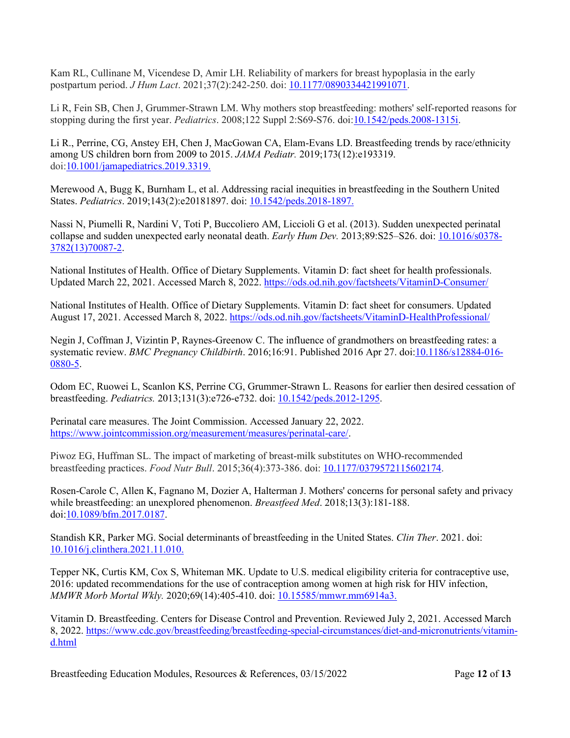Kam RL, Cullinane M, Vicendese D, Amir LH. Reliability of markers for breast hypoplasia in the early postpartum period. *J Hum Lact*. 2021;37(2):242-250. doi: [10.1177/0890334421991071](10.1177/0890334421991071).

Li R, Fein SB, Chen J, Grummer-Strawn LM. Why mothers stop breastfeeding: mothers' self-reported reasons for stopping during the first year. *Pediatrics*. 2008;122 Suppl 2:S69-S76. doi:[10.1542/peds.2008-1315i](10.1542/peds.2008-1315i).

Li R., Perrine, CG, Anstey EH, Chen J, MacGowan CA, Elam-Evans LD. Breastfeeding trends by race/ethnicity among US children born from 2009 to 2015. *JAMA Pediatr.* 2019;173(12):e193319. doi:[10.1001/jamapediatrics.2019.3319.](10.1001/jamapediatrics.2019.3319)

Merewood A, Bugg K, Burnham L, et al. Addressing racial inequities in breastfeeding in the Southern United States. *Pediatrics*. 2019;143(2):e20181897. doi: [10.1542/peds.2018-1897.](10.1542/peds.2018-1897)

Nassi N, Piumelli R, Nardini V, Toti P, Buccoliero AM, Liccioli G et al. (2013). Sudden unexpected perinatal collapse and sudden unexpected early neonatal death. *Early Hum Dev.* 2013;89:S25–S26. doi: [10.1016/s0378-3782(13)70087-2](10.1016/s0378-3782(13)70087-2).

National Institutes of Health. Office of Dietary Supplements. Vitamin D: fact sheet for health professionals. Updated March 22, 2021. Accessed March 8, 2022. https://ods.od.nih.gov/factsheets/VitaminD-Consumer/

National Institutes of Health. Office of Dietary Supplements. Vitamin D: fact sheet for consumers. Updated August 17, 2021. Accessed March 8, 2022. https://ods.od.nih.gov/factsheets/VitaminD-HealthProfessional/

Negin J, Coffman J, Vizintin P, Raynes-Greenow C. The influence of grandmothers on breastfeeding rates: a systematic review. *BMC Pregnancy Childbirth*. 2016;16:91. Published 2016 Apr 27. doi:[10.1186/s12884-016-0880-5](10.1186/s12884-016-0880-5).

Odom EC, Ruowei L, Scanlon KS, Perrine CG, Grummer-Strawn L. Reasons for earlier then desired cessation of breastfeeding. *Pediatrics.* 2013;131(3):e726-e732. doi: [10.1542/peds.2012-1295](10.1542/peds.2012-1295).

Perinatal care measures. The Joint Commission. Accessed January 22, 2022. https://www.jointcommission.org/measurement/measures/perinatal-care/.

Piwoz EG, Huffman SL. The impact of marketing of breast-milk substitutes on WHO-recommended breastfeeding practices. *Food Nutr Bull*. 2015;36(4):373-386. doi: [10.1177/0379572115602174](10.1177/0379572115602174).

Rosen-Carole C, Allen K, Fagnano M, Dozier A, Halterman J. Mothers' concerns for personal safety and privacy while breastfeeding: an unexplored phenomenon. *Breastfeed Med*. 2018;13(3):181-188. doi:[10.1089/bfm.2017.0187](10.1089/bfm.2017.0187).

Standish KR, Parker MG. Social determinants of breastfeeding in the United States. *Clin Ther*. 2021. doi: [10.1016/j.clinthera.2021.11.010.](10.1016/j.clinthera.2021.11.010)

Tepper NK, Curtis KM, Cox S, Whiteman MK. Update to U.S. medical eligibility criteria for contraceptive use, 2016: updated recommendations for the use of contraception among women at high risk for HIV infection, *MMWR Morb Mortal Wkly.* 2020;69(14):405-410. doi: [10.15585/mmwr.mm6914a3.](10.15585/mmwr.mm6914a3)

Vitamin D. Breastfeeding. Centers for Disease Control and Prevention. Reviewed July 2, 2021. Accessed March 8, 2022. https://www.cdc.gov/breastfeeding/breastfeeding-special-circumstances/diet-and-micronutrients/vitamin-d.html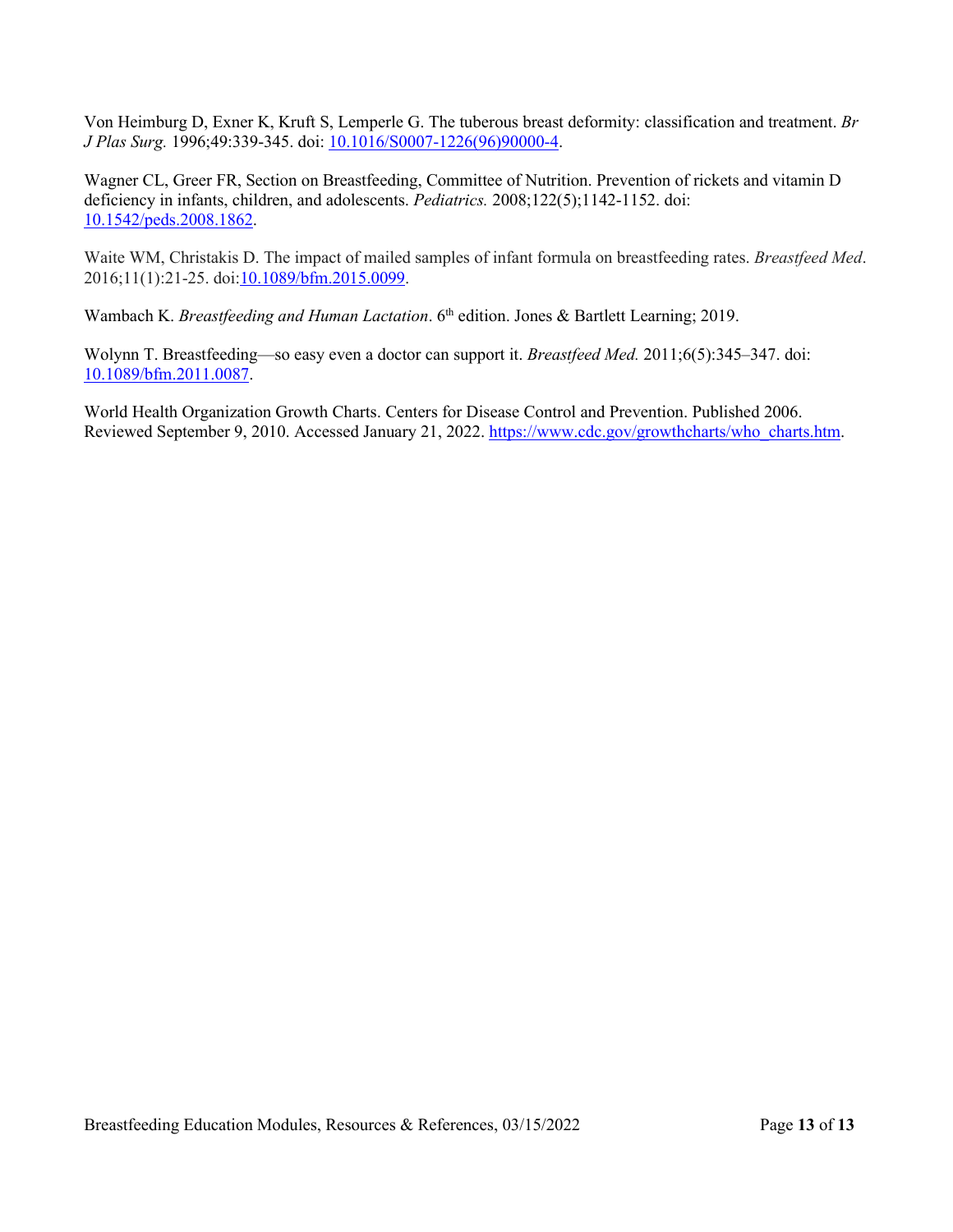Von Heimburg D, Exner K, Kruft S, Lemperle G. The tuberous breast deformity: classification and treatment. *Br J Plas Surg.* 1996;49:339-345. doi: [10.1016/S0007-1226(96)90000-4](10.1016/S0007-1226(96)90000-4).

Wagner CL, Greer FR, Section on Breastfeeding, Committee of Nutrition. Prevention of rickets and vitamin D deficiency in infants, children, and adolescents. *Pediatrics.* 2008;122(5);1142-1152. doi: [10.1542/peds.2008.1862](10.1542/peds.2008.1862).

Waite WM, Christakis D. The impact of mailed samples of infant formula on breastfeeding rates. *Breastfeed Med*. 2016;11(1):21-25. doi:[10.1089/bfm.2015.0099](10.1089/bfm.2015.0099).

Wambach K. *Breastfeeding and Human Lactation*. 6th edition. Jones & Bartlett Learning; 2019.

Wolynn T. Breastfeeding—so easy even a doctor can support it. *Breastfeed Med.* 2011;6(5):345–347. doi: [10.1089/bfm.2011.0087](10.1089/bfm.2011.0087).

World Health Organization Growth Charts. Centers for Disease Control and Prevention. Published 2006. Reviewed September 9, 2010. Accessed January 21, 2022. [https://www.cdc.gov/growthcharts/who_charts.htm](https://www.cdc.gov/growthcharts/who_charts.htm).